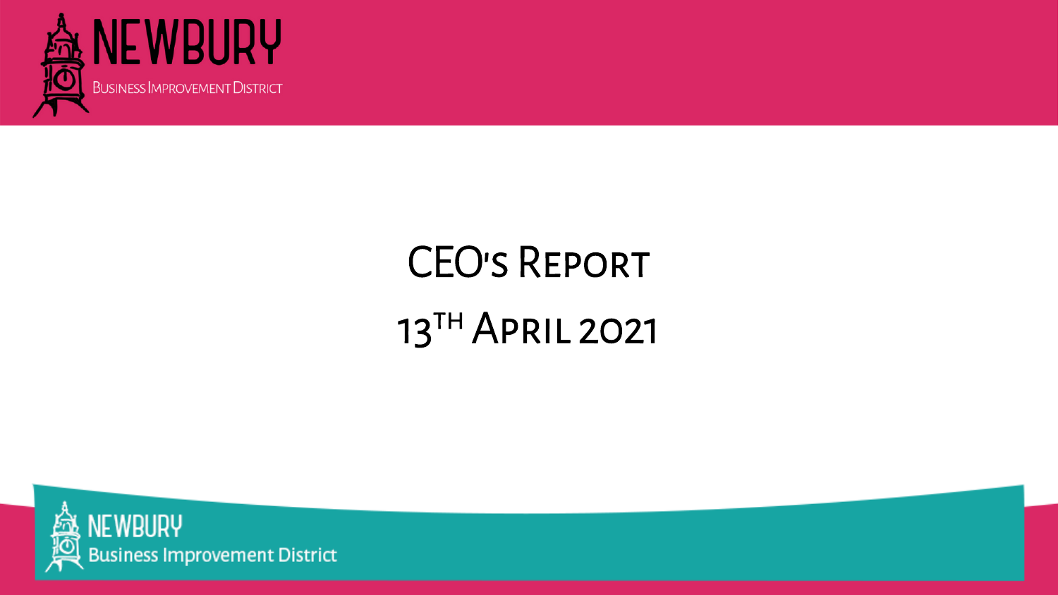NEWBURY

Business Improvement District

# CEO's Report

# 13th April 2021

NEWBURY

Business Improvement District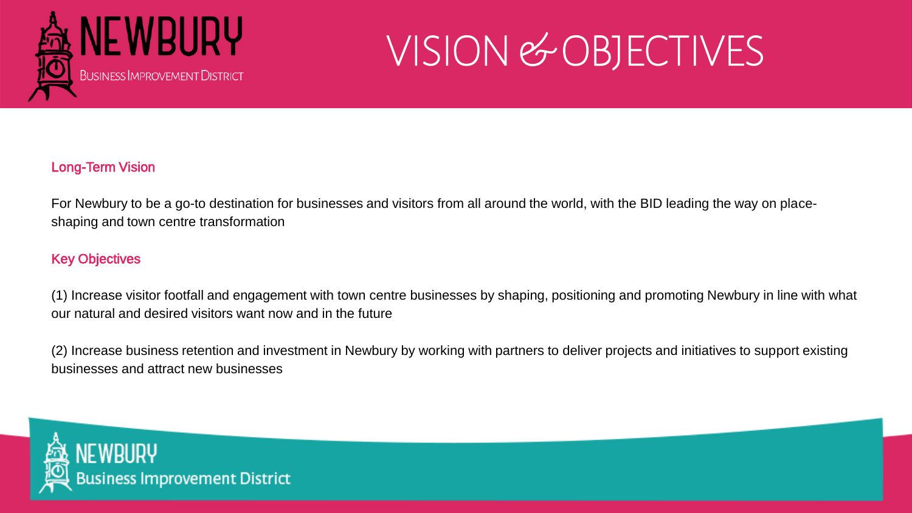# VISION & OBJECTIVES

## Long-Term Vision

For Newbury to be a go-to destination for businesses and visitors from all around the world, with the BID leading the way on place-shaping and town centre transformation

## Key Objectives

(1) Increase visitor footfall and engagement with town centre businesses by shaping, positioning and promoting Newbury in line with what our natural and desired visitors want now and in the future

(2) Increase business retention and investment in Newbury by working with partners to deliver projects and initiatives to support existing businesses and attract new businesses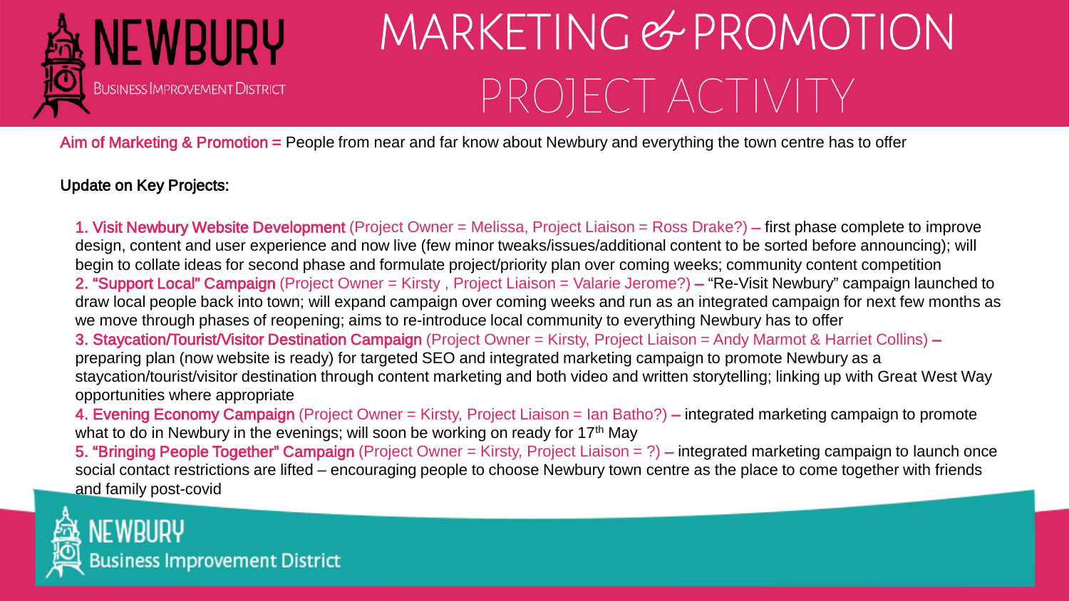# MARKETING & PROMOTION PROJECT ACTIVITY

**Aim of Marketing & Promotion =** People from near and far know about Newbury and everything the town centre has to offer

**Update on Key Projects:**

1. **Visit Newbury Website Development** (Project Owner = Melissa, Project Liaison = Ross Drake?) – first phase complete to improve design, content and user experience and now live (few minor tweaks/issues/additional content to be sorted before announcing); will begin to collate ideas for second phase and formulate project/priority plan over coming weeks; community content competition
2. **"Support Local" Campaign** (Project Owner = Kirsty , Project Liaison = Valarie Jerome?) – "Re-Visit Newbury" campaign launched to draw local people back into town; will expand campaign over coming weeks and run as an integrated campaign for next few months as we move through phases of reopening; aims to re-introduce local community to everything Newbury has to offer
3. **Staycation/Tourist/Visitor Destination Campaign** (Project Owner = Kirsty, Project Liaison = Andy Marmot & Harriet Collins) – preparing plan (now website is ready) for targeted SEO and integrated marketing campaign to promote Newbury as a staycation/tourist/visitor destination through content marketing and both video and written storytelling; linking up with Great West Way opportunities where appropriate
4. **Evening Economy Campaign** (Project Owner = Kirsty, Project Liaison = Ian Batho?) – integrated marketing campaign to promote what to do in Newbury in the evenings; will soon be working on ready for 17th May
5. **"Bringing People Together" Campaign** (Project Owner = Kirsty, Project Liaison = ?) – integrated marketing campaign to launch once social contact restrictions are lifted – encouraging people to choose Newbury town centre as the place to come together with friends and family post-covid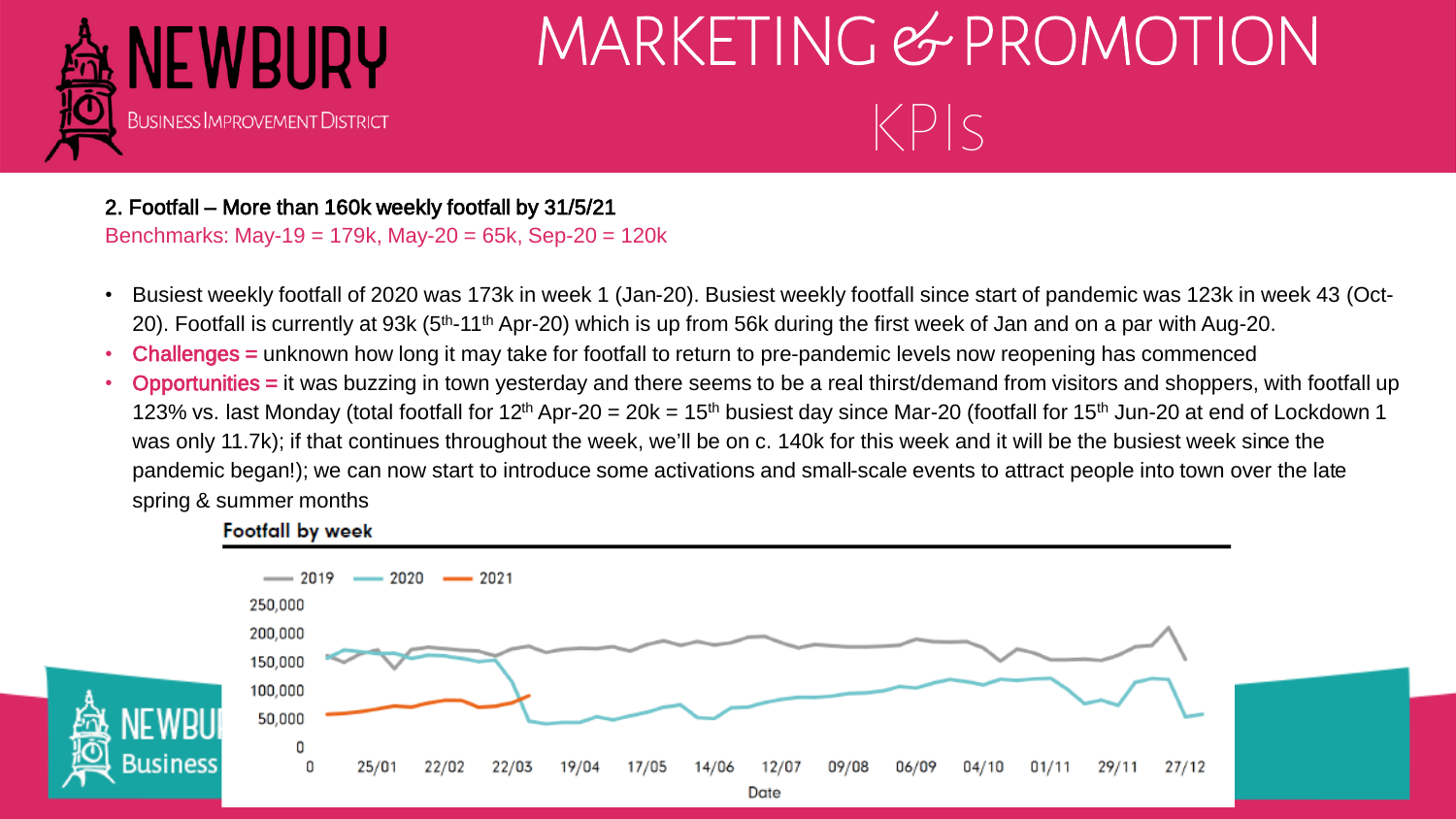# MARKETING & PROMOTION

## KPIs

**2. Footfall – More than 160k weekly footfall by 31/5/21**

Benchmarks: May-19 = 179k, May-20 = 65k, Sep-20 = 120k

- Busiest weekly footfall of 2020 was 173k in week 1 (Jan-20). Busiest weekly footfall since start of pandemic was 123k in week 43 (Oct-20). Footfall is currently at 93k (5th-11th Apr-20) which is up from 56k during the first week of Jan and on a par with Aug-20.
- Challenges = unknown how long it may take for footfall to return to pre-pandemic levels now reopening has commenced
- Opportunities = it was buzzing in town yesterday and there seems to be a real thirst/demand from visitors and shoppers, with footfall up 123% vs. last Monday (total footfall for 12th Apr-20 = 20k = 15th busiest day since Mar-20 (footfall for 15th Jun-20 at end of Lockdown 1 was only 11.7k); if that continues throughout the week, we'll be on c. 140k for this week and it will be the busiest week since the pandemic began!); we can now start to introduce some activations and small-scale events to attract people into town over the late spring & summer months

**Footfall by week**

2019 — 2020 — 2021

Date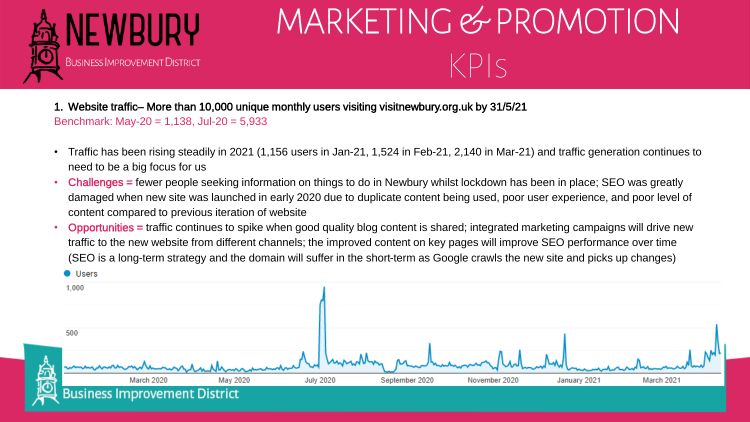# MARKETING & PROMOTION

## KPIs

1. Website traffic– More than 10,000 unique monthly users visiting visitnewbury.org.uk by 31/5/21

Benchmark: May-20 = 1,138, Jul-20 = 5,933

- Traffic has been rising steadily in 2021 (1,156 users in Jan-21, 1,524 in Feb-21, 2,140 in Mar-21) and traffic generation continues to need to be a big focus for us
- **Challenges =** fewer people seeking information on things to do in Newbury whilst lockdown has been in place; SEO was greatly damaged when new site was launched in early 2020 due to duplicate content being used, poor user experience, and poor level of content compared to previous iteration of website
- **Opportunities =** traffic continues to spike when good quality blog content is shared; integrated marketing campaigns will drive new traffic to the new website from different channels; the improved content on key pages will improve SEO performance over time (SEO is a long-term strategy and the domain will suffer in the short-term as Google crawls the new site and picks up changes)

Users

1,000

500

March 2020 May 2020 July 2020 September 2020 November 2020 January 2021 March 2021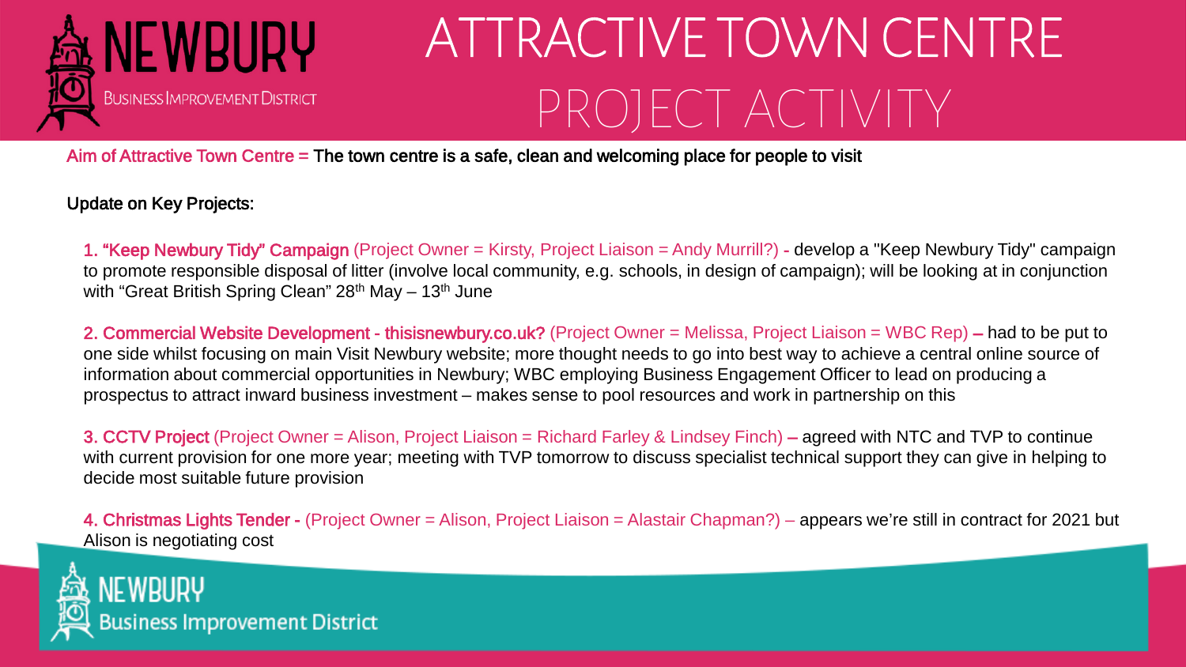# ATTRACTIVE TOWN CENTRE PROJECT ACTIVITY

Aim of Attractive Town Centre = **The town centre is a safe, clean and welcoming place for people to visit**

Update on Key Projects:

1. **"Keep Newbury Tidy" Campaign** (Project Owner = Kirsty, Project Liaison = Andy Murrill?) - develop a "Keep Newbury Tidy" campaign to promote responsible disposal of litter (involve local community, e.g. schools, in design of campaign); will be looking at in conjunction with "Great British Spring Clean" 28th May – 13th June

2. **Commercial Website Development - thisisnewbury.co.uk?** (Project Owner = Melissa, Project Liaison = WBC Rep) – had to be put to one side whilst focusing on main Visit Newbury website; more thought needs to go into best way to achieve a central online source of information about commercial opportunities in Newbury; WBC employing Business Engagement Officer to lead on producing a prospectus to attract inward business investment – makes sense to pool resources and work in partnership on this

3. **CCTV Project** (Project Owner = Alison, Project Liaison = Richard Farley & Lindsey Finch) – agreed with NTC and TVP to continue with current provision for one more year; meeting with TVP tomorrow to discuss specialist technical support they can give in helping to decide most suitable future provision

4. **Christmas Lights Tender** - (Project Owner = Alison, Project Liaison = Alastair Chapman?) – appears we're still in contract for 2021 but Alison is negotiating cost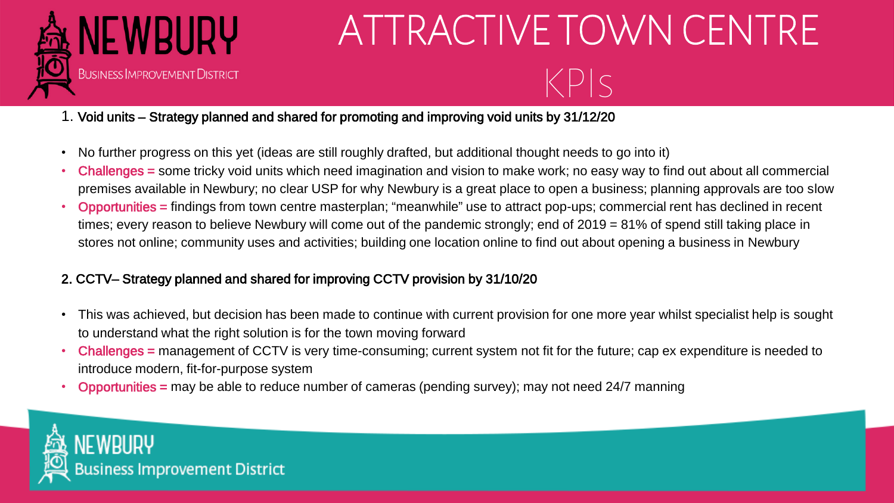# ATTRACTIVE TOWN CENTRE

## KPIs

1. **Void units – Strategy planned and shared for promoting and improving void units by 31/12/20**

- No further progress on this yet (ideas are still roughly drafted, but additional thought needs to go into it)
- Challenges = some tricky void units which need imagination and vision to make work; no easy way to find out about all commercial premises available in Newbury; no clear USP for why Newbury is a great place to open a business; planning approvals are too slow
- Opportunities = findings from town centre masterplan; "meanwhile" use to attract pop-ups; commercial rent has declined in recent times; every reason to believe Newbury will come out of the pandemic strongly; end of 2019 = 81% of spend still taking place in stores not online; community uses and activities; building one location online to find out about opening a business in Newbury

2. **CCTV– Strategy planned and shared for improving CCTV provision by 31/10/20**

- This was achieved, but decision has been made to continue with current provision for one more year whilst specialist help is sought to understand what the right solution is for the town moving forward
- Challenges = management of CCTV is very time-consuming; current system not fit for the future; cap ex expenditure is needed to introduce modern, fit-for-purpose system
- Opportunities = may be able to reduce number of cameras (pending survey); may not need 24/7 manning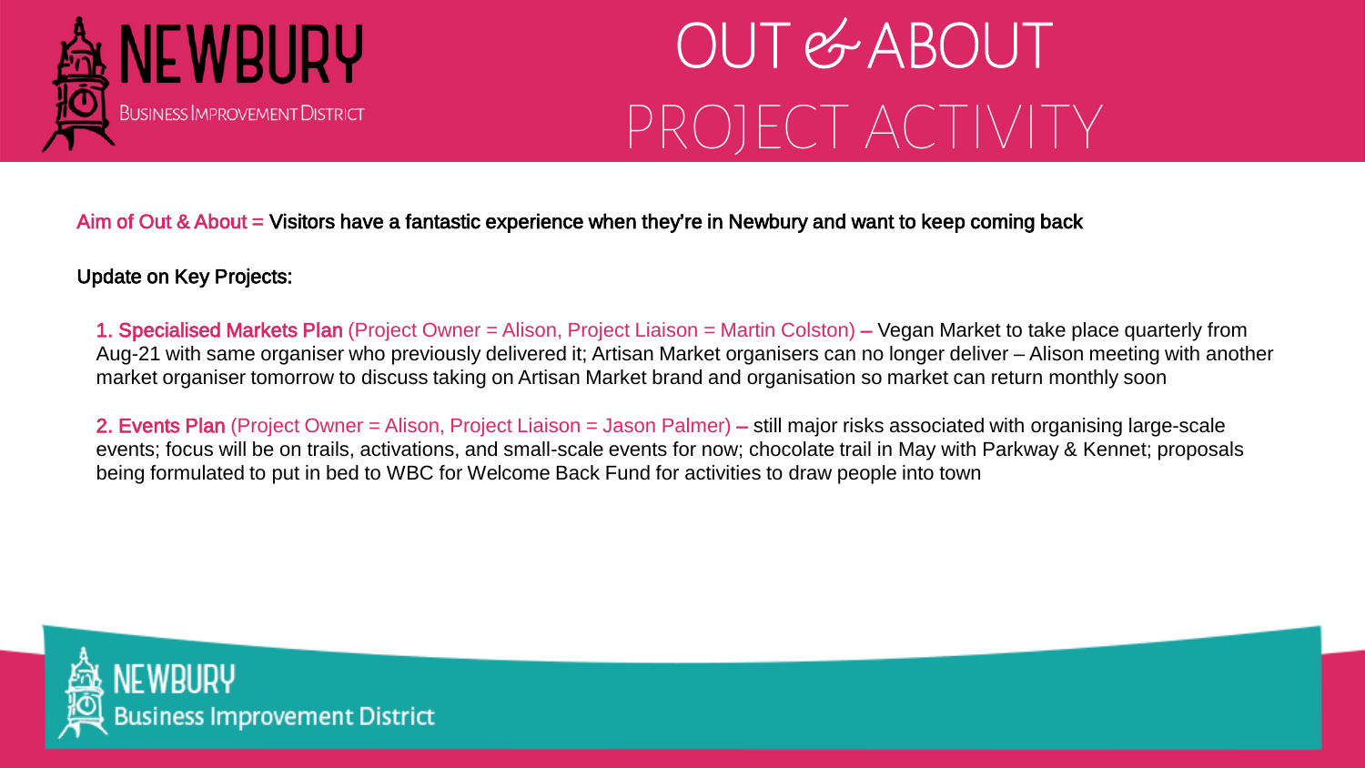# OUT & ABOUT PROJECT ACTIVITY

Aim of Out & About = Visitors have a fantastic experience when they're in Newbury and want to keep coming back

Update on Key Projects:

1. **Specialised Markets Plan** (Project Owner = Alison, Project Liaison = Martin Colston) – Vegan Market to take place quarterly from Aug-21 with same organiser who previously delivered it; Artisan Market organisers can no longer deliver – Alison meeting with another market organiser tomorrow to discuss taking on Artisan Market brand and organisation so market can return monthly soon

2. **Events Plan** (Project Owner = Alison, Project Liaison = Jason Palmer) – still major risks associated with organising large-scale events; focus will be on trails, activations, and small-scale events for now; chocolate trail in May with Parkway & Kennet; proposals being formulated to put in bed to WBC for Welcome Back Fund for activities to draw people into town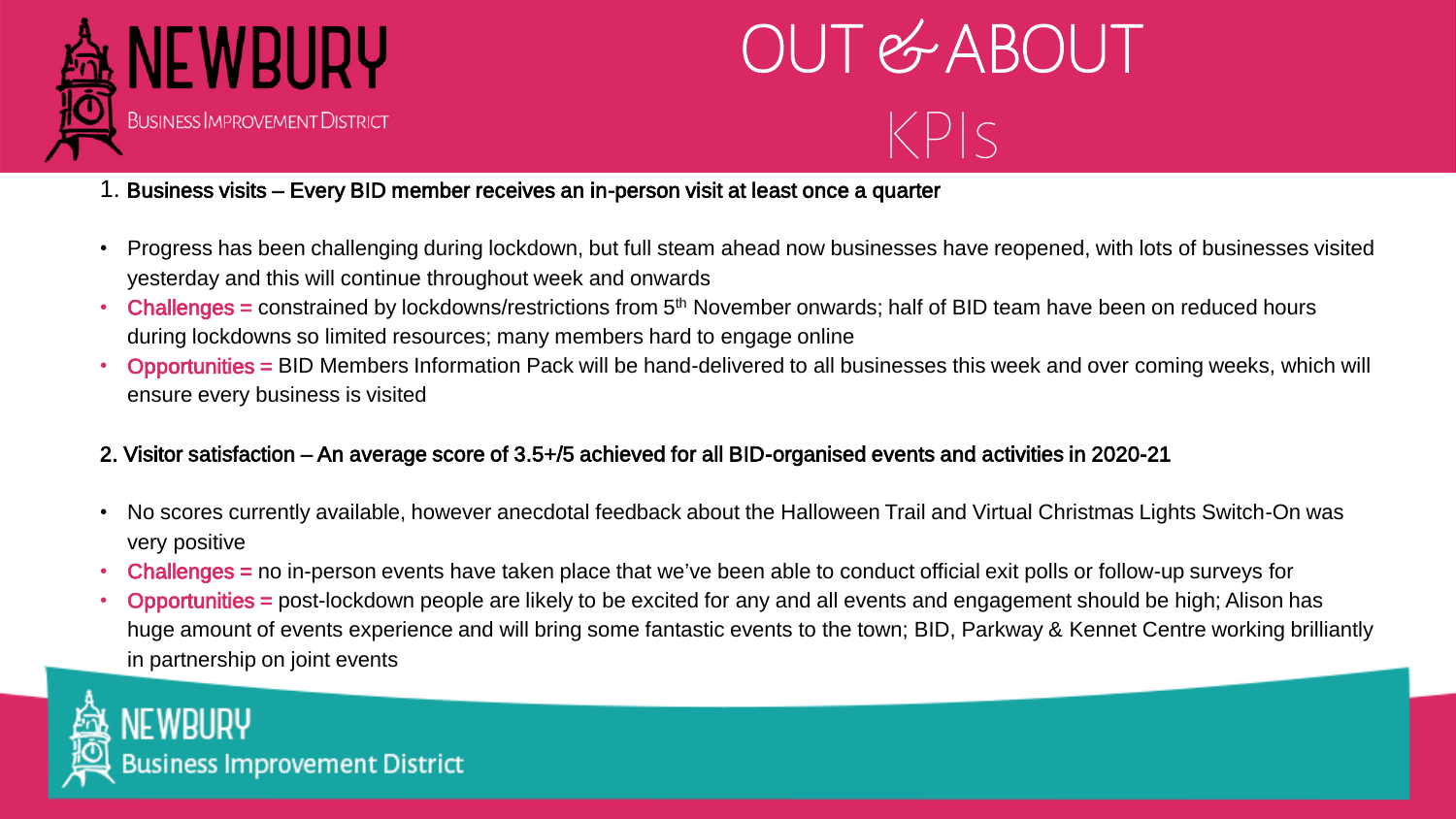# OUT & ABOUT KPIs

1. **Business visits – Every BID member receives an in-person visit at least once a quarter**

- Progress has been challenging during lockdown, but full steam ahead now businesses have reopened, with lots of businesses visited yesterday and this will continue throughout week and onwards
- **Challenges =** constrained by lockdowns/restrictions from 5th November onwards; half of BID team have been on reduced hours during lockdowns so limited resources; many members hard to engage online
- **Opportunities =** BID Members Information Pack will be hand-delivered to all businesses this week and over coming weeks, which will ensure every business is visited

2. **Visitor satisfaction – An average score of 3.5+/5 achieved for all BID-organised events and activities in 2020-21**

- No scores currently available, however anecdotal feedback about the Halloween Trail and Virtual Christmas Lights Switch-On was very positive
- **Challenges =** no in-person events have taken place that we've been able to conduct official exit polls or follow-up surveys for
- **Opportunities =** post-lockdown people are likely to be excited for any and all events and engagement should be high; Alison has huge amount of events experience and will bring some fantastic events to the town; BID, Parkway & Kennet Centre working brilliantly in partnership on joint events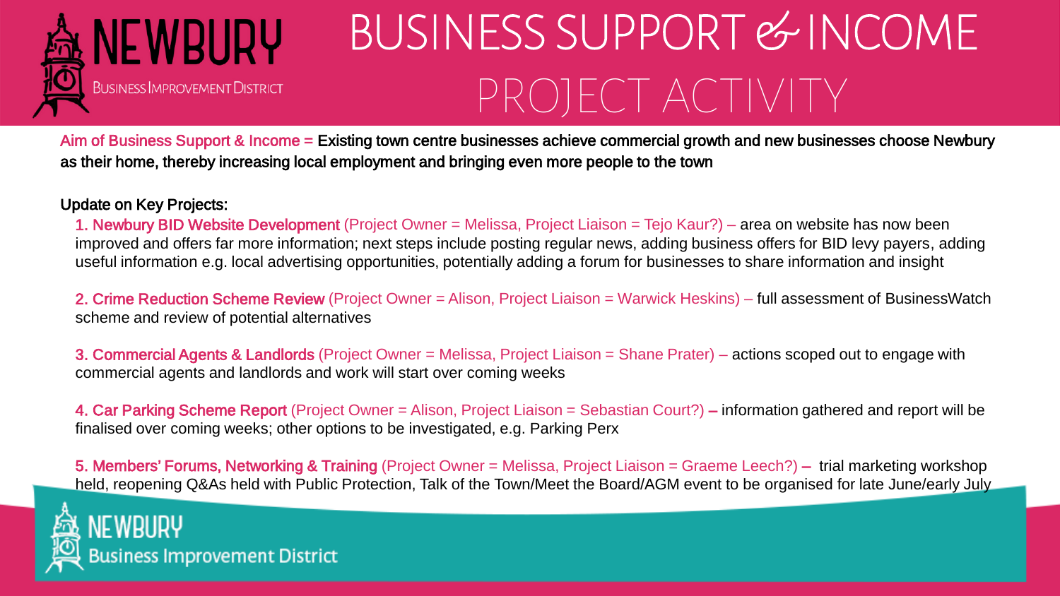# BUSINESS SUPPORT & INCOME PROJECT ACTIVITY

Aim of Business Support & Income = **Existing town centre businesses achieve commercial growth and new businesses choose Newbury as their home, thereby increasing local employment and bringing even more people to the town**

**Update on Key Projects:**

1. **Newbury BID Website Development** (Project Owner = Melissa, Project Liaison = Tejo Kaur?) – area on website has now been improved and offers far more information; next steps include posting regular news, adding business offers for BID levy payers, adding useful information e.g. local advertising opportunities, potentially adding a forum for businesses to share information and insight

2. **Crime Reduction Scheme Review** (Project Owner = Alison, Project Liaison = Warwick Heskins) – full assessment of BusinessWatch scheme and review of potential alternatives

3. **Commercial Agents & Landlords** (Project Owner = Melissa, Project Liaison = Shane Prater) – actions scoped out to engage with commercial agents and landlords and work will start over coming weeks

4. **Car Parking Scheme Report** (Project Owner = Alison, Project Liaison = Sebastian Court?) – information gathered and report will be finalised over coming weeks; other options to be investigated, e.g. Parking Perx

5. **Members' Forums, Networking & Training** (Project Owner = Melissa, Project Liaison = Graeme Leech?) – trial marketing workshop held, reopening Q&As held with Public Protection, Talk of the Town/Meet the Board/AGM event to be organised for late June/early July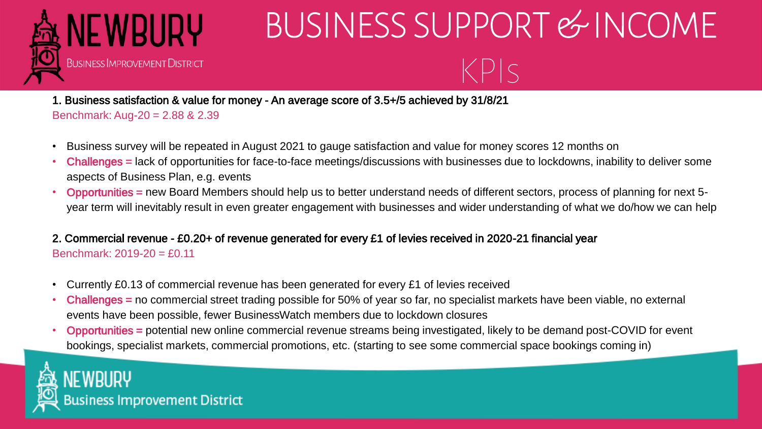# BUSINESS SUPPORT & INCOME KPIs

NEWBURY Business Improvement District

**1. Business satisfaction & value for money - An average score of 3.5+/5 achieved by 31/8/21**

Benchmark: Aug-20 = 2.88 & 2.39

- Business survey will be repeated in August 2021 to gauge satisfaction and value for money scores 12 months on
- Challenges = lack of opportunities for face-to-face meetings/discussions with businesses due to lockdowns, inability to deliver some aspects of Business Plan, e.g. events
- Opportunities = new Board Members should help us to better understand needs of different sectors, process of planning for next 5-year term will inevitably result in even greater engagement with businesses and wider understanding of what we do/how we can help

**2. Commercial revenue - £0.20+ of revenue generated for every £1 of levies received in 2020-21 financial year**

Benchmark: 2019-20 = £0.11

- Currently £0.13 of commercial revenue has been generated for every £1 of levies received
- Challenges = no commercial street trading possible for 50% of year so far, no specialist markets have been viable, no external events have been possible, fewer BusinessWatch members due to lockdown closures
- Opportunities = potential new online commercial revenue streams being investigated, likely to be demand post-COVID for event bookings, specialist markets, commercial promotions, etc. (starting to see some commercial space bookings coming in)

NEWBURY Business Improvement District